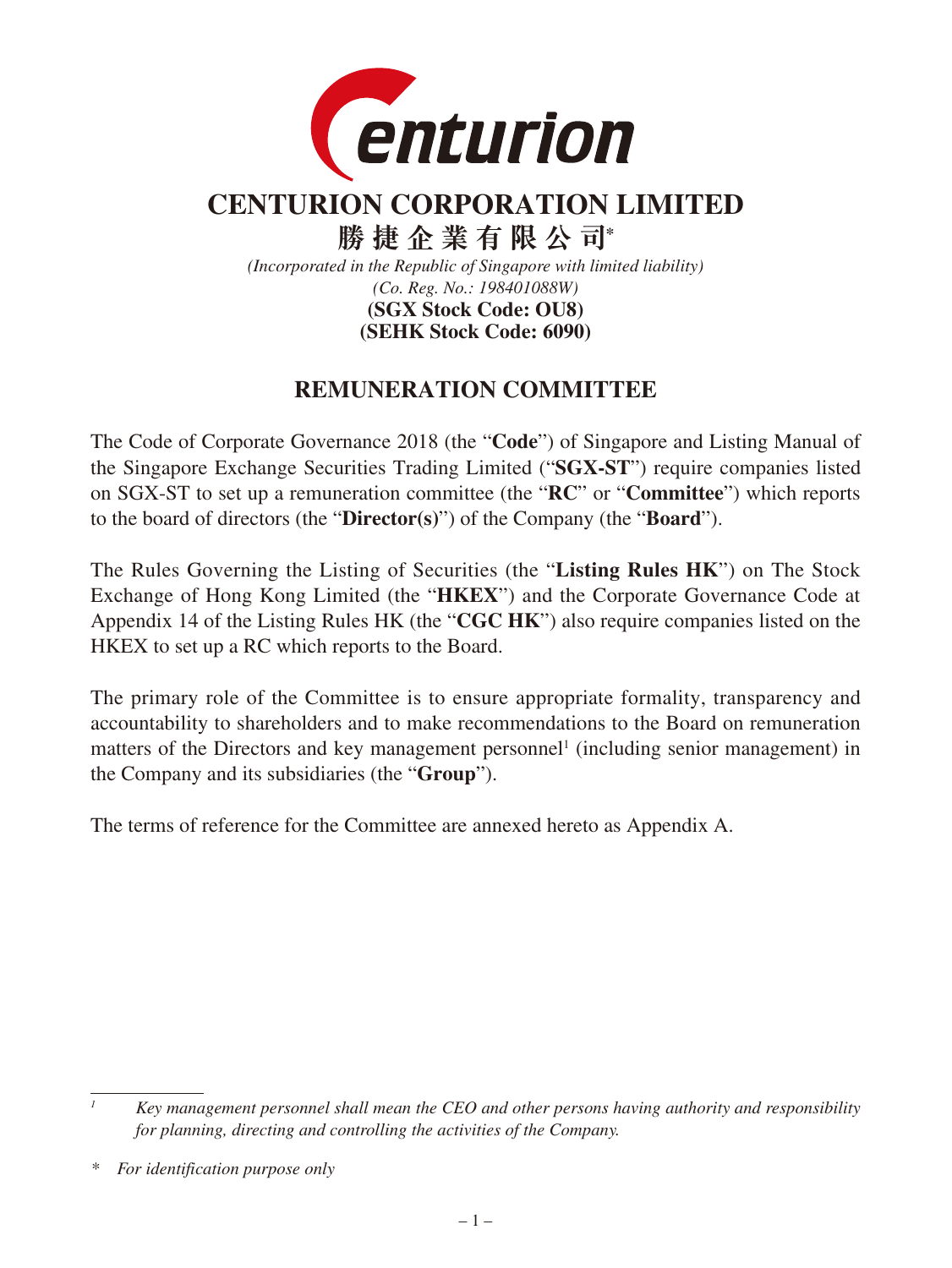# CENTURION CORPORATION LIMITED

**勝捷企業有限公司***

*(Incorporated in the Republic of Singapore with limited liability)*
*(Co. Reg. No.: 198401088W)*
**(SGX Stock Code: OU8)**
**(SEHK Stock Code: 6090)**

## REMUNERATION COMMITTEE

The Code of Corporate Governance 2018 (the "**Code**") of Singapore and Listing Manual of the Singapore Exchange Securities Trading Limited ("**SGX-ST**") require companies listed on SGX-ST to set up a remuneration committee (the "**RC**" or "**Committee**") which reports to the board of directors (the "**Director(s)**") of the Company (the "**Board**").

The Rules Governing the Listing of Securities (the "**Listing Rules HK**") on The Stock Exchange of Hong Kong Limited (the "**HKEX**") and the Corporate Governance Code at Appendix 14 of the Listing Rules HK (the "**CGC HK**") also require companies listed on the HKEX to set up a RC which reports to the Board.

The primary role of the Committee is to ensure appropriate formality, transparency and accountability to shareholders and to make recommendations to the Board on remuneration matters of the Directors and key management personnel[1] (including senior management) in the Company and its subsidiaries (the "**Group**").

The terms of reference for the Committee are annexed hereto as Appendix A.

---

[1] *Key management personnel shall mean the CEO and other persons having authority and responsibility for planning, directing and controlling the activities of the Company.*

\* *For identification purpose only*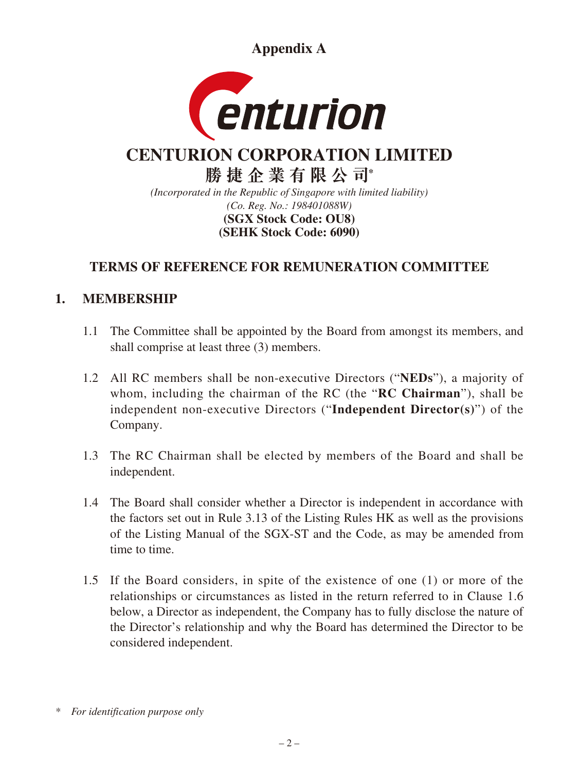**Appendix A**

# CENTURION CORPORATION LIMITED

**勝捷企業有限公司***

*(Incorporated in the Republic of Singapore with limited liability)*
*(Co. Reg. No.: 198401088W)*
**(SGX Stock Code: OU8)**
**(SEHK Stock Code: 6090)**

## TERMS OF REFERENCE FOR REMUNERATION COMMITTEE

### 1. MEMBERSHIP

1.1 The Committee shall be appointed by the Board from amongst its members, and shall comprise at least three (3) members.

1.2 All RC members shall be non-executive Directors ("**NEDs**"), a majority of whom, including the chairman of the RC (the "**RC Chairman**"), shall be independent non-executive Directors ("**Independent Director(s)**") of the Company.

1.3 The RC Chairman shall be elected by members of the Board and shall be independent.

1.4 The Board shall consider whether a Director is independent in accordance with the factors set out in Rule 3.13 of the Listing Rules HK as well as the provisions of the Listing Manual of the SGX-ST and the Code, as may be amended from time to time.

1.5 If the Board considers, in spite of the existence of one (1) or more of the relationships or circumstances as listed in the return referred to in Clause 1.6 below, a Director as independent, the Company has to fully disclose the nature of the Director's relationship and why the Board has determined the Director to be considered independent.

\* *For identification purpose only*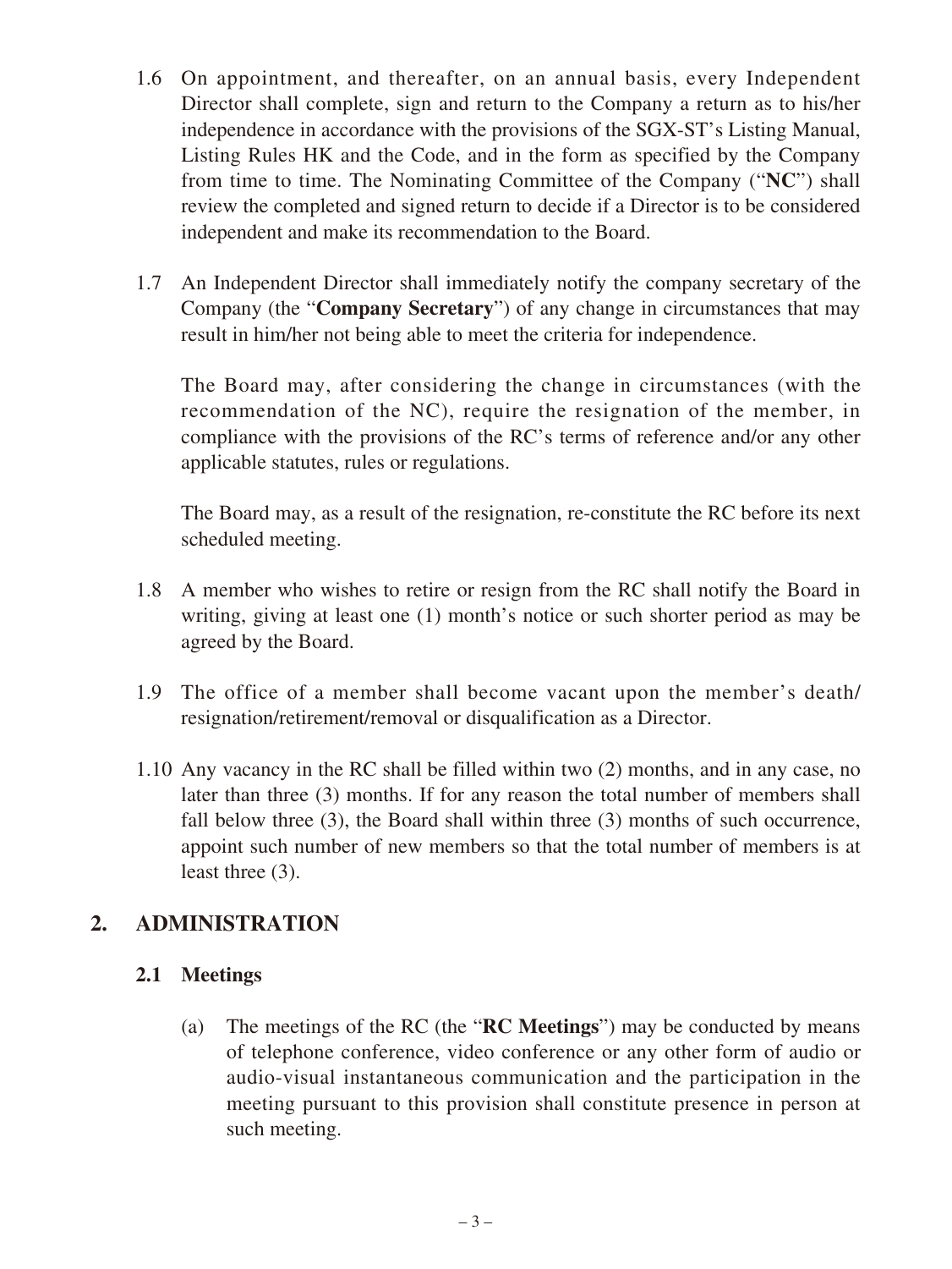1.6 On appointment, and thereafter, on an annual basis, every Independent Director shall complete, sign and return to the Company a return as to his/her independence in accordance with the provisions of the SGX-ST's Listing Manual, Listing Rules HK and the Code, and in the form as specified by the Company from time to time. The Nominating Committee of the Company ("**NC**") shall review the completed and signed return to decide if a Director is to be considered independent and make its recommendation to the Board.

1.7 An Independent Director shall immediately notify the company secretary of the Company (the "**Company Secretary**") of any change in circumstances that may result in him/her not being able to meet the criteria for independence.

The Board may, after considering the change in circumstances (with the recommendation of the NC), require the resignation of the member, in compliance with the provisions of the RC's terms of reference and/or any other applicable statutes, rules or regulations.

The Board may, as a result of the resignation, re-constitute the RC before its next scheduled meeting.

1.8 A member who wishes to retire or resign from the RC shall notify the Board in writing, giving at least one (1) month's notice or such shorter period as may be agreed by the Board.

1.9 The office of a member shall become vacant upon the member's death/ resignation/retirement/removal or disqualification as a Director.

1.10 Any vacancy in the RC shall be filled within two (2) months, and in any case, no later than three (3) months. If for any reason the total number of members shall fall below three (3), the Board shall within three (3) months of such occurrence, appoint such number of new members so that the total number of members is at least three (3).

## 2. ADMINISTRATION

### 2.1 Meetings

(a) The meetings of the RC (the "**RC Meetings**") may be conducted by means of telephone conference, video conference or any other form of audio or audio-visual instantaneous communication and the participation in the meeting pursuant to this provision shall constitute presence in person at such meeting.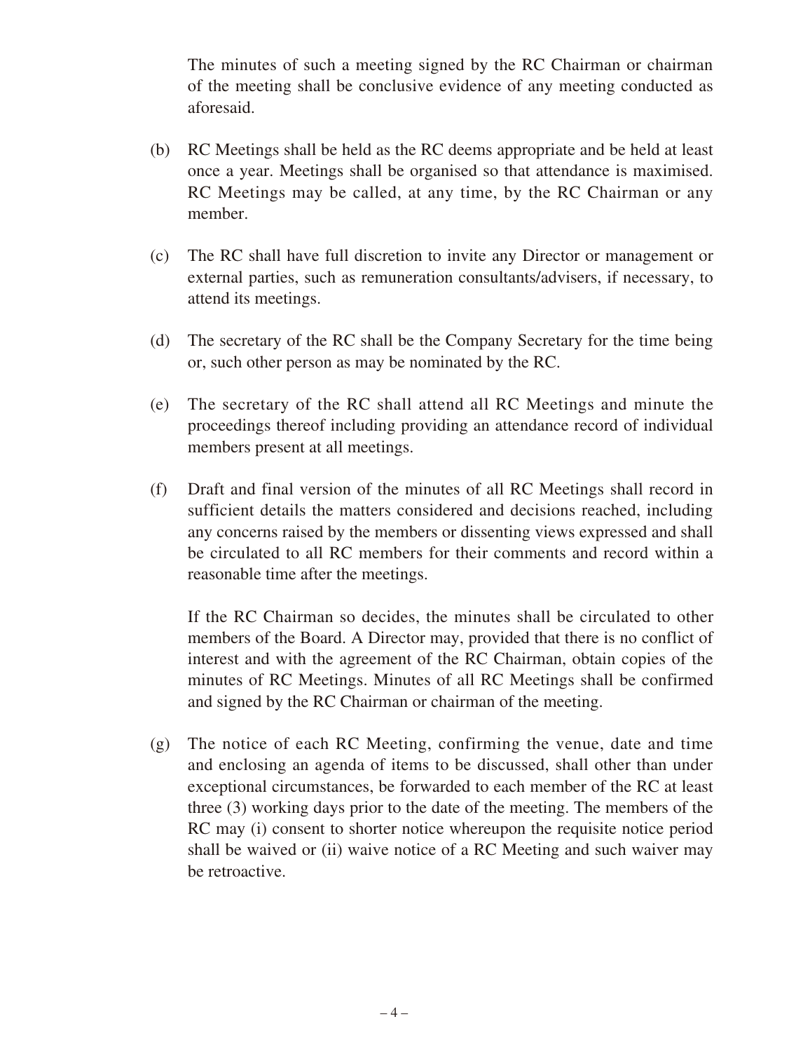The minutes of such a meeting signed by the RC Chairman or chairman of the meeting shall be conclusive evidence of any meeting conducted as aforesaid.

(b) RC Meetings shall be held as the RC deems appropriate and be held at least once a year. Meetings shall be organised so that attendance is maximised. RC Meetings may be called, at any time, by the RC Chairman or any member.

(c) The RC shall have full discretion to invite any Director or management or external parties, such as remuneration consultants/advisers, if necessary, to attend its meetings.

(d) The secretary of the RC shall be the Company Secretary for the time being or, such other person as may be nominated by the RC.

(e) The secretary of the RC shall attend all RC Meetings and minute the proceedings thereof including providing an attendance record of individual members present at all meetings.

(f) Draft and final version of the minutes of all RC Meetings shall record in sufficient details the matters considered and decisions reached, including any concerns raised by the members or dissenting views expressed and shall be circulated to all RC members for their comments and record within a reasonable time after the meetings.

If the RC Chairman so decides, the minutes shall be circulated to other members of the Board. A Director may, provided that there is no conflict of interest and with the agreement of the RC Chairman, obtain copies of the minutes of RC Meetings. Minutes of all RC Meetings shall be confirmed and signed by the RC Chairman or chairman of the meeting.

(g) The notice of each RC Meeting, confirming the venue, date and time and enclosing an agenda of items to be discussed, shall other than under exceptional circumstances, be forwarded to each member of the RC at least three (3) working days prior to the date of the meeting. The members of the RC may (i) consent to shorter notice whereupon the requisite notice period shall be waived or (ii) waive notice of a RC Meeting and such waiver may be retroactive.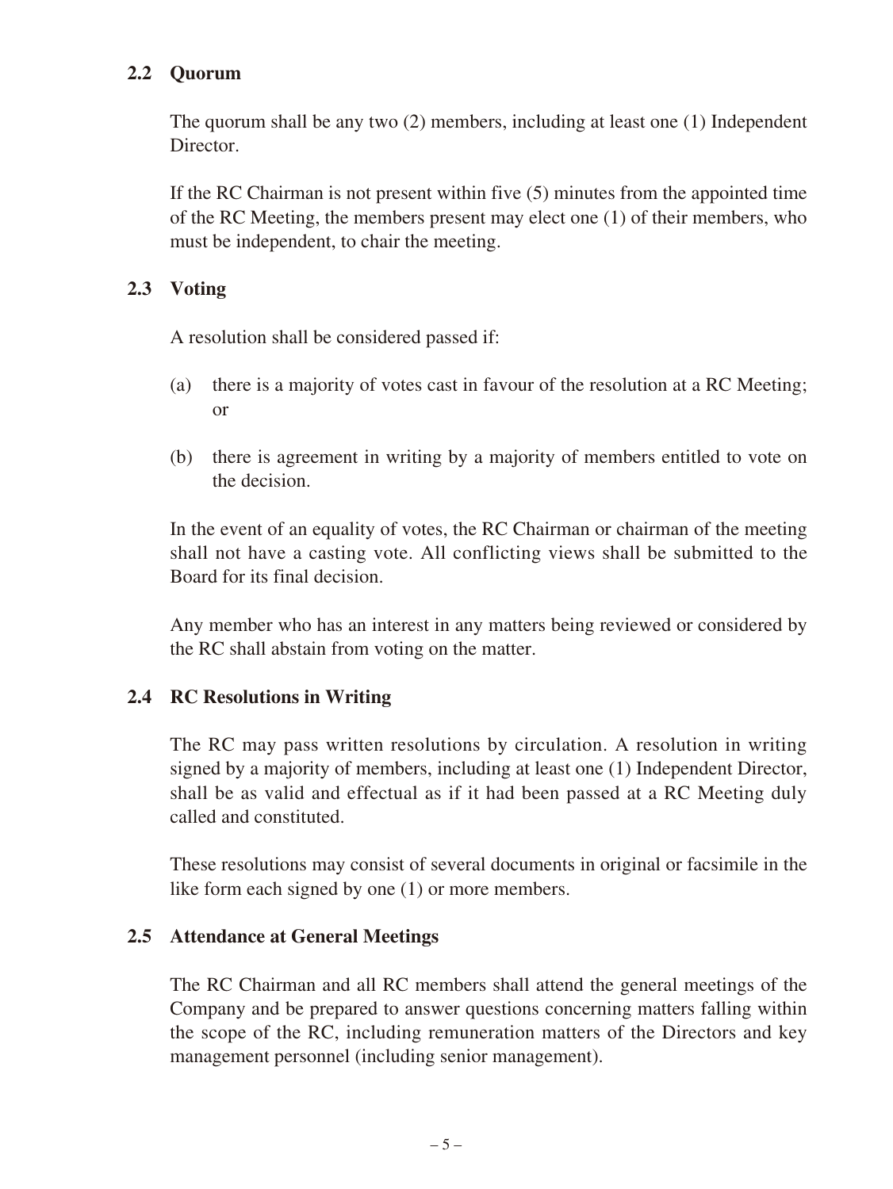### 2.2 Quorum

The quorum shall be any two (2) members, including at least one (1) Independent Director.

If the RC Chairman is not present within five (5) minutes from the appointed time of the RC Meeting, the members present may elect one (1) of their members, who must be independent, to chair the meeting.

### 2.3 Voting

A resolution shall be considered passed if:

(a) there is a majority of votes cast in favour of the resolution at a RC Meeting; or

(b) there is agreement in writing by a majority of members entitled to vote on the decision.

In the event of an equality of votes, the RC Chairman or chairman of the meeting shall not have a casting vote. All conflicting views shall be submitted to the Board for its final decision.

Any member who has an interest in any matters being reviewed or considered by the RC shall abstain from voting on the matter.

### 2.4 RC Resolutions in Writing

The RC may pass written resolutions by circulation. A resolution in writing signed by a majority of members, including at least one (1) Independent Director, shall be as valid and effectual as if it had been passed at a RC Meeting duly called and constituted.

These resolutions may consist of several documents in original or facsimile in the like form each signed by one (1) or more members.

### 2.5 Attendance at General Meetings

The RC Chairman and all RC members shall attend the general meetings of the Company and be prepared to answer questions concerning matters falling within the scope of the RC, including remuneration matters of the Directors and key management personnel (including senior management).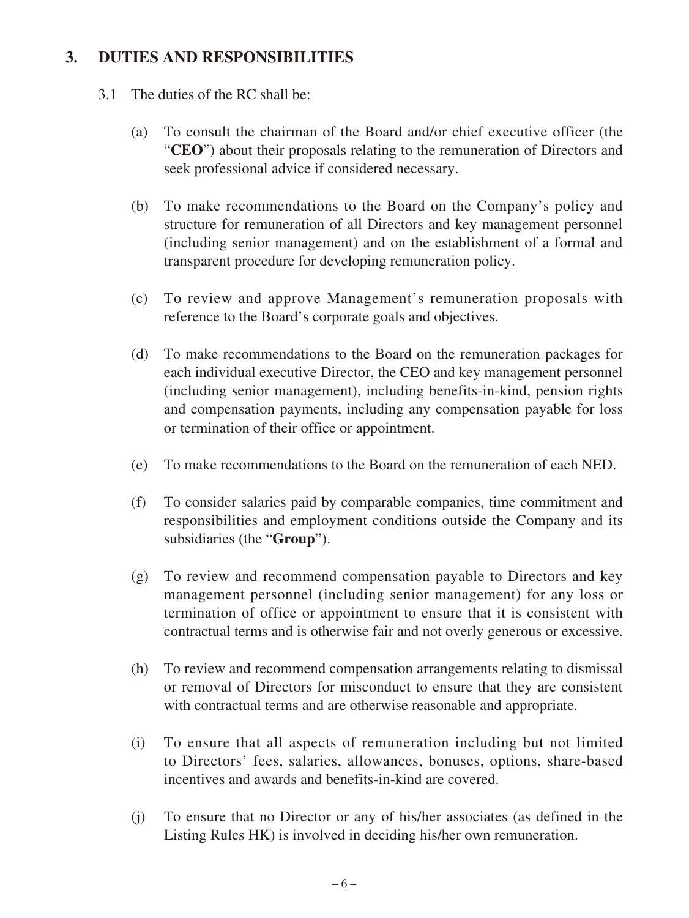## 3. DUTIES AND RESPONSIBILITIES

3.1 The duties of the RC shall be:

(a) To consult the chairman of the Board and/or chief executive officer (the "**CEO**") about their proposals relating to the remuneration of Directors and seek professional advice if considered necessary.

(b) To make recommendations to the Board on the Company's policy and structure for remuneration of all Directors and key management personnel (including senior management) and on the establishment of a formal and transparent procedure for developing remuneration policy.

(c) To review and approve Management's remuneration proposals with reference to the Board's corporate goals and objectives.

(d) To make recommendations to the Board on the remuneration packages for each individual executive Director, the CEO and key management personnel (including senior management), including benefits-in-kind, pension rights and compensation payments, including any compensation payable for loss or termination of their office or appointment.

(e) To make recommendations to the Board on the remuneration of each NED.

(f) To consider salaries paid by comparable companies, time commitment and responsibilities and employment conditions outside the Company and its subsidiaries (the "**Group**").

(g) To review and recommend compensation payable to Directors and key management personnel (including senior management) for any loss or termination of office or appointment to ensure that it is consistent with contractual terms and is otherwise fair and not overly generous or excessive.

(h) To review and recommend compensation arrangements relating to dismissal or removal of Directors for misconduct to ensure that they are consistent with contractual terms and are otherwise reasonable and appropriate.

(i) To ensure that all aspects of remuneration including but not limited to Directors' fees, salaries, allowances, bonuses, options, share-based incentives and awards and benefits-in-kind are covered.

(j) To ensure that no Director or any of his/her associates (as defined in the Listing Rules HK) is involved in deciding his/her own remuneration.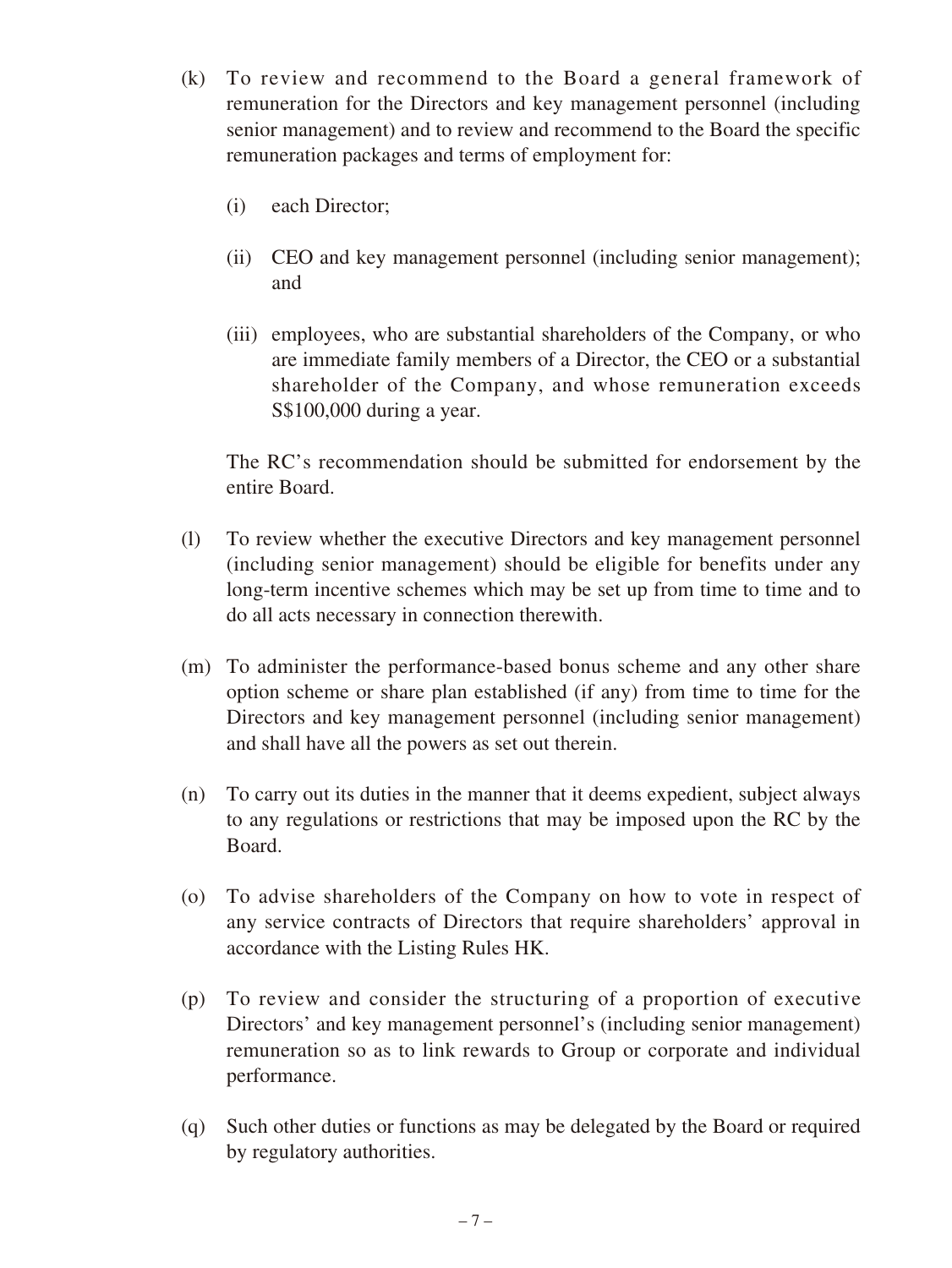(k) To review and recommend to the Board a general framework of remuneration for the Directors and key management personnel (including senior management) and to review and recommend to the Board the specific remuneration packages and terms of employment for:

    (i) each Director;

    (ii) CEO and key management personnel (including senior management); and

    (iii) employees, who are substantial shareholders of the Company, or who are immediate family members of a Director, the CEO or a substantial shareholder of the Company, and whose remuneration exceeds S$100,000 during a year.

    The RC's recommendation should be submitted for endorsement by the entire Board.

(l) To review whether the executive Directors and key management personnel (including senior management) should be eligible for benefits under any long-term incentive schemes which may be set up from time to time and to do all acts necessary in connection therewith.

(m) To administer the performance-based bonus scheme and any other share option scheme or share plan established (if any) from time to time for the Directors and key management personnel (including senior management) and shall have all the powers as set out therein.

(n) To carry out its duties in the manner that it deems expedient, subject always to any regulations or restrictions that may be imposed upon the RC by the Board.

(o) To advise shareholders of the Company on how to vote in respect of any service contracts of Directors that require shareholders' approval in accordance with the Listing Rules HK.

(p) To review and consider the structuring of a proportion of executive Directors' and key management personnel's (including senior management) remuneration so as to link rewards to Group or corporate and individual performance.

(q) Such other duties or functions as may be delegated by the Board or required by regulatory authorities.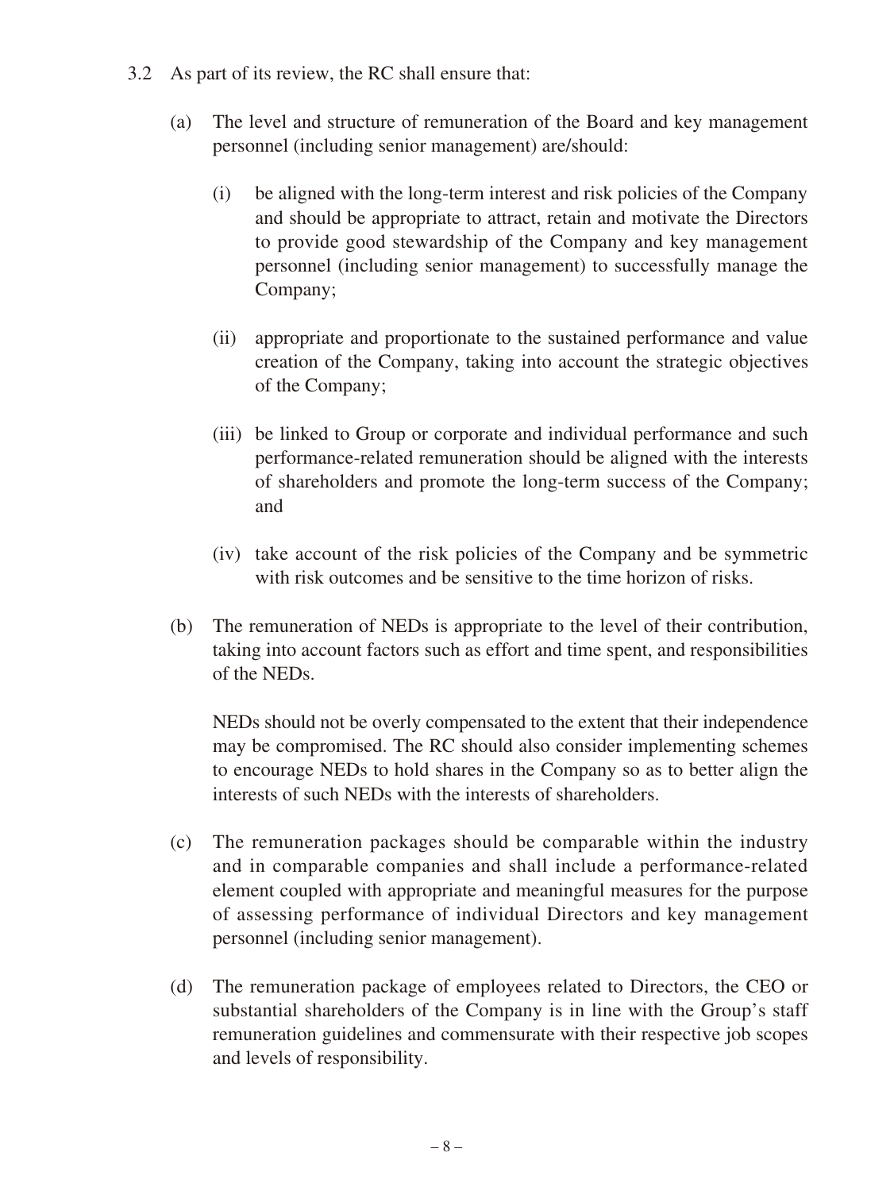3.2 As part of its review, the RC shall ensure that:

(a) The level and structure of remuneration of the Board and key management personnel (including senior management) are/should:

(i) be aligned with the long-term interest and risk policies of the Company and should be appropriate to attract, retain and motivate the Directors to provide good stewardship of the Company and key management personnel (including senior management) to successfully manage the Company;

(ii) appropriate and proportionate to the sustained performance and value creation of the Company, taking into account the strategic objectives of the Company;

(iii) be linked to Group or corporate and individual performance and such performance-related remuneration should be aligned with the interests of shareholders and promote the long-term success of the Company; and

(iv) take account of the risk policies of the Company and be symmetric with risk outcomes and be sensitive to the time horizon of risks.

(b) The remuneration of NEDs is appropriate to the level of their contribution, taking into account factors such as effort and time spent, and responsibilities of the NEDs.

NEDs should not be overly compensated to the extent that their independence may be compromised. The RC should also consider implementing schemes to encourage NEDs to hold shares in the Company so as to better align the interests of such NEDs with the interests of shareholders.

(c) The remuneration packages should be comparable within the industry and in comparable companies and shall include a performance-related element coupled with appropriate and meaningful measures for the purpose of assessing performance of individual Directors and key management personnel (including senior management).

(d) The remuneration package of employees related to Directors, the CEO or substantial shareholders of the Company is in line with the Group's staff remuneration guidelines and commensurate with their respective job scopes and levels of responsibility.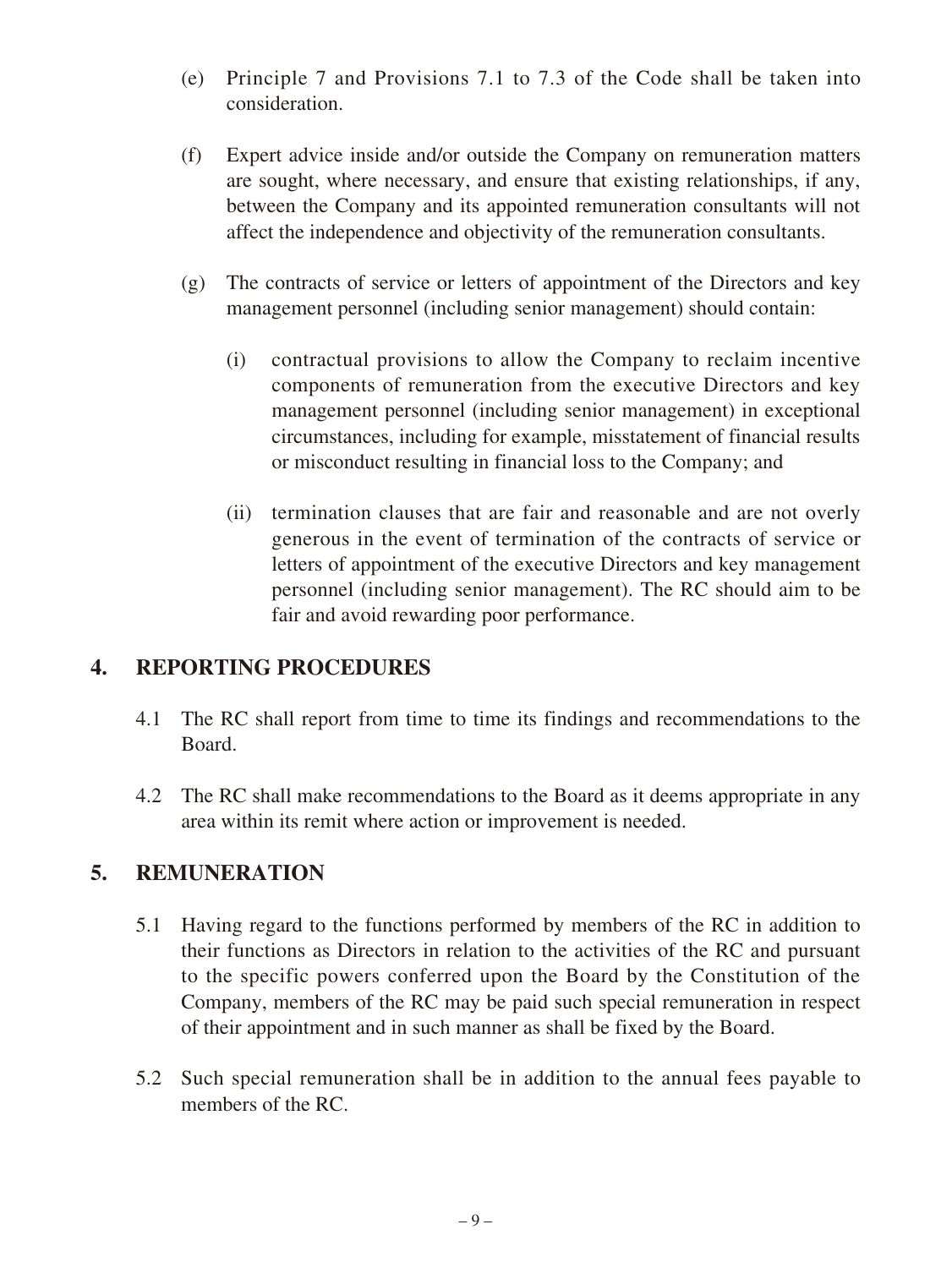(e) Principle 7 and Provisions 7.1 to 7.3 of the Code shall be taken into consideration.

(f) Expert advice inside and/or outside the Company on remuneration matters are sought, where necessary, and ensure that existing relationships, if any, between the Company and its appointed remuneration consultants will not affect the independence and objectivity of the remuneration consultants.

(g) The contracts of service or letters of appointment of the Directors and key management personnel (including senior management) should contain:

(i) contractual provisions to allow the Company to reclaim incentive components of remuneration from the executive Directors and key management personnel (including senior management) in exceptional circumstances, including for example, misstatement of financial results or misconduct resulting in financial loss to the Company; and

(ii) termination clauses that are fair and reasonable and are not overly generous in the event of termination of the contracts of service or letters of appointment of the executive Directors and key management personnel (including senior management). The RC should aim to be fair and avoid rewarding poor performance.

## 4. REPORTING PROCEDURES

4.1 The RC shall report from time to time its findings and recommendations to the Board.

4.2 The RC shall make recommendations to the Board as it deems appropriate in any area within its remit where action or improvement is needed.

## 5. REMUNERATION

5.1 Having regard to the functions performed by members of the RC in addition to their functions as Directors in relation to the activities of the RC and pursuant to the specific powers conferred upon the Board by the Constitution of the Company, members of the RC may be paid such special remuneration in respect of their appointment and in such manner as shall be fixed by the Board.

5.2 Such special remuneration shall be in addition to the annual fees payable to members of the RC.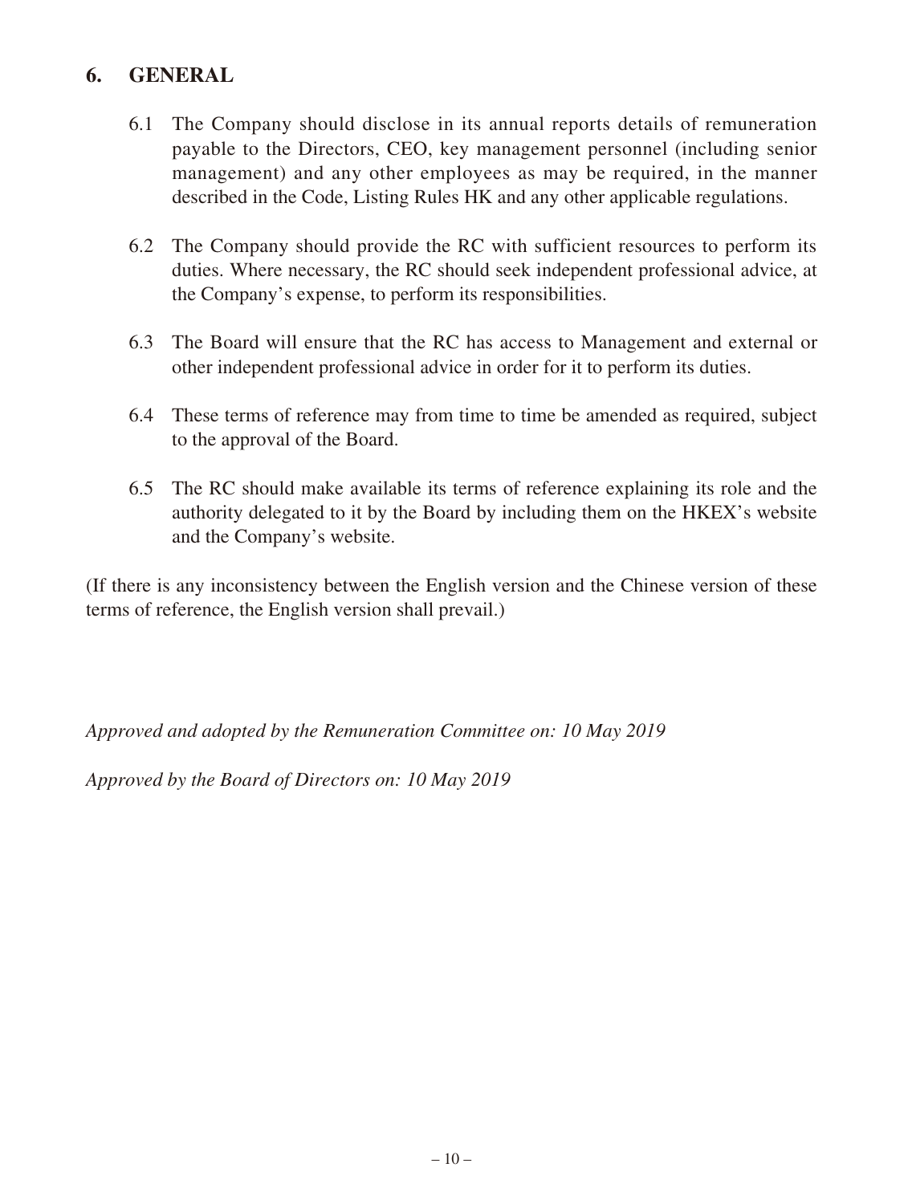## 6. GENERAL

6.1 The Company should disclose in its annual reports details of remuneration payable to the Directors, CEO, key management personnel (including senior management) and any other employees as may be required, in the manner described in the Code, Listing Rules HK and any other applicable regulations.

6.2 The Company should provide the RC with sufficient resources to perform its duties. Where necessary, the RC should seek independent professional advice, at the Company's expense, to perform its responsibilities.

6.3 The Board will ensure that the RC has access to Management and external or other independent professional advice in order for it to perform its duties.

6.4 These terms of reference may from time to time be amended as required, subject to the approval of the Board.

6.5 The RC should make available its terms of reference explaining its role and the authority delegated to it by the Board by including them on the HKEX's website and the Company's website.

(If there is any inconsistency between the English version and the Chinese version of these terms of reference, the English version shall prevail.)

*Approved and adopted by the Remuneration Committee on: 10 May 2019*

*Approved by the Board of Directors on: 10 May 2019*